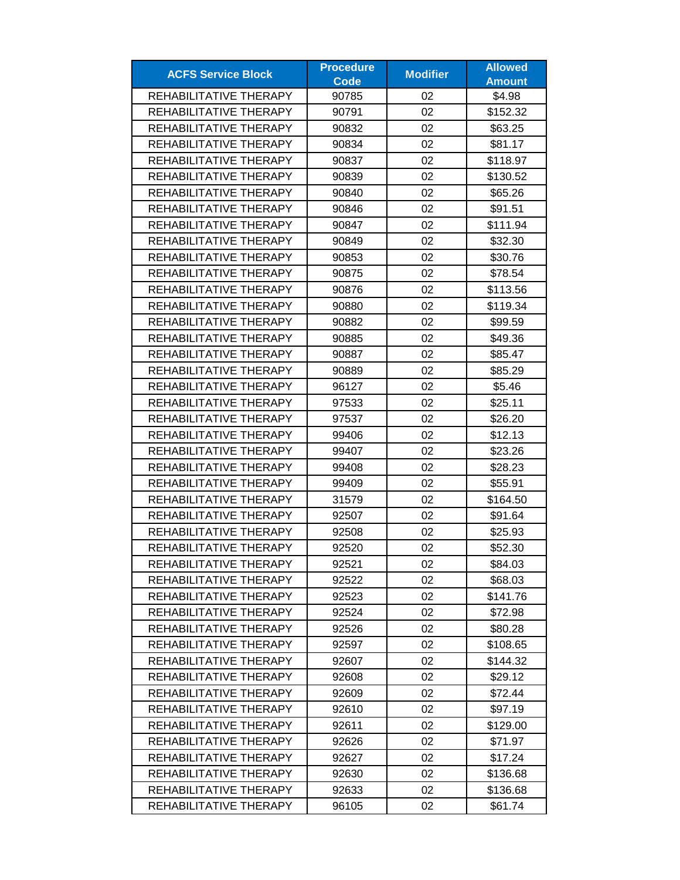| ACFS Service Block | Procedure Code | Modifier | Allowed Amount |
|---|---|---|---|
| REHABILITATIVE THERAPY | 90785 | 02 | $4.98 |
| REHABILITATIVE THERAPY | 90791 | 02 | $152.32 |
| REHABILITATIVE THERAPY | 90832 | 02 | $63.25 |
| REHABILITATIVE THERAPY | 90834 | 02 | $81.17 |
| REHABILITATIVE THERAPY | 90837 | 02 | $118.97 |
| REHABILITATIVE THERAPY | 90839 | 02 | $130.52 |
| REHABILITATIVE THERAPY | 90840 | 02 | $65.26 |
| REHABILITATIVE THERAPY | 90846 | 02 | $91.51 |
| REHABILITATIVE THERAPY | 90847 | 02 | $111.94 |
| REHABILITATIVE THERAPY | 90849 | 02 | $32.30 |
| REHABILITATIVE THERAPY | 90853 | 02 | $30.76 |
| REHABILITATIVE THERAPY | 90875 | 02 | $78.54 |
| REHABILITATIVE THERAPY | 90876 | 02 | $113.56 |
| REHABILITATIVE THERAPY | 90880 | 02 | $119.34 |
| REHABILITATIVE THERAPY | 90882 | 02 | $99.59 |
| REHABILITATIVE THERAPY | 90885 | 02 | $49.36 |
| REHABILITATIVE THERAPY | 90887 | 02 | $85.47 |
| REHABILITATIVE THERAPY | 90889 | 02 | $85.29 |
| REHABILITATIVE THERAPY | 96127 | 02 | $5.46 |
| REHABILITATIVE THERAPY | 97533 | 02 | $25.11 |
| REHABILITATIVE THERAPY | 97537 | 02 | $26.20 |
| REHABILITATIVE THERAPY | 99406 | 02 | $12.13 |
| REHABILITATIVE THERAPY | 99407 | 02 | $23.26 |
| REHABILITATIVE THERAPY | 99408 | 02 | $28.23 |
| REHABILITATIVE THERAPY | 99409 | 02 | $55.91 |
| REHABILITATIVE THERAPY | 31579 | 02 | $164.50 |
| REHABILITATIVE THERAPY | 92507 | 02 | $91.64 |
| REHABILITATIVE THERAPY | 92508 | 02 | $25.93 |
| REHABILITATIVE THERAPY | 92520 | 02 | $52.30 |
| REHABILITATIVE THERAPY | 92521 | 02 | $84.03 |
| REHABILITATIVE THERAPY | 92522 | 02 | $68.03 |
| REHABILITATIVE THERAPY | 92523 | 02 | $141.76 |
| REHABILITATIVE THERAPY | 92524 | 02 | $72.98 |
| REHABILITATIVE THERAPY | 92526 | 02 | $80.28 |
| REHABILITATIVE THERAPY | 92597 | 02 | $108.65 |
| REHABILITATIVE THERAPY | 92607 | 02 | $144.32 |
| REHABILITATIVE THERAPY | 92608 | 02 | $29.12 |
| REHABILITATIVE THERAPY | 92609 | 02 | $72.44 |
| REHABILITATIVE THERAPY | 92610 | 02 | $97.19 |
| REHABILITATIVE THERAPY | 92611 | 02 | $129.00 |
| REHABILITATIVE THERAPY | 92626 | 02 | $71.97 |
| REHABILITATIVE THERAPY | 92627 | 02 | $17.24 |
| REHABILITATIVE THERAPY | 92630 | 02 | $136.68 |
| REHABILITATIVE THERAPY | 92633 | 02 | $136.68 |
| REHABILITATIVE THERAPY | 96105 | 02 | $61.74 |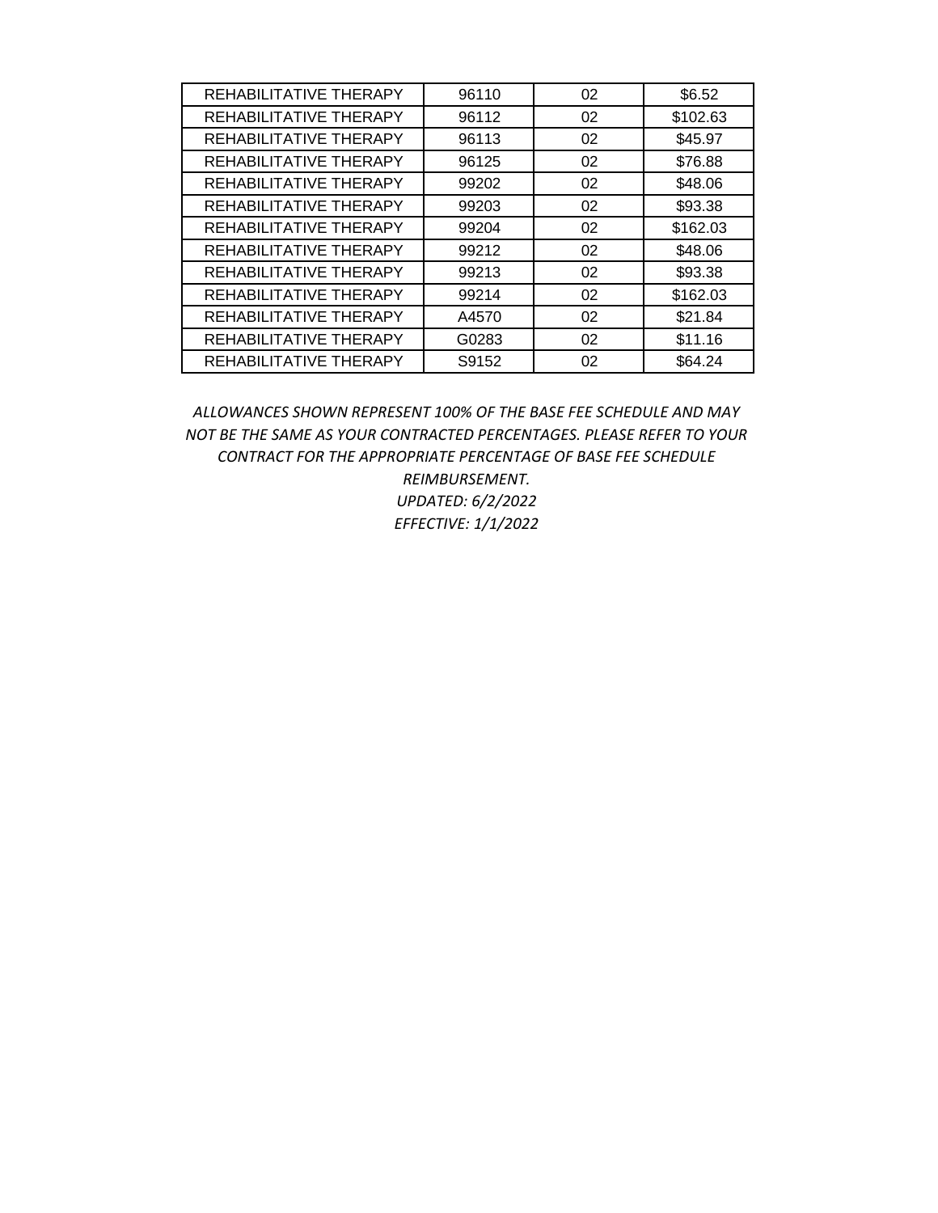| | | | |
|---|---|---|---|
| REHABILITATIVE THERAPY | 96110 | 02 | $6.52 |
| REHABILITATIVE THERAPY | 96112 | 02 | $102.63 |
| REHABILITATIVE THERAPY | 96113 | 02 | $45.97 |
| REHABILITATIVE THERAPY | 96125 | 02 | $76.88 |
| REHABILITATIVE THERAPY | 99202 | 02 | $48.06 |
| REHABILITATIVE THERAPY | 99203 | 02 | $93.38 |
| REHABILITATIVE THERAPY | 99204 | 02 | $162.03 |
| REHABILITATIVE THERAPY | 99212 | 02 | $48.06 |
| REHABILITATIVE THERAPY | 99213 | 02 | $93.38 |
| REHABILITATIVE THERAPY | 99214 | 02 | $162.03 |
| REHABILITATIVE THERAPY | A4570 | 02 | $21.84 |
| REHABILITATIVE THERAPY | G0283 | 02 | $11.16 |
| REHABILITATIVE THERAPY | S9152 | 02 | $64.24 |

*ALLOWANCES SHOWN REPRESENT 100% OF THE BASE FEE SCHEDULE AND MAY NOT BE THE SAME AS YOUR CONTRACTED PERCENTAGES. PLEASE REFER TO YOUR CONTRACT FOR THE APPROPRIATE PERCENTAGE OF BASE FEE SCHEDULE REIMBURSEMENT.*

*UPDATED: 6/2/2022*

*EFFECTIVE: 1/1/2022*